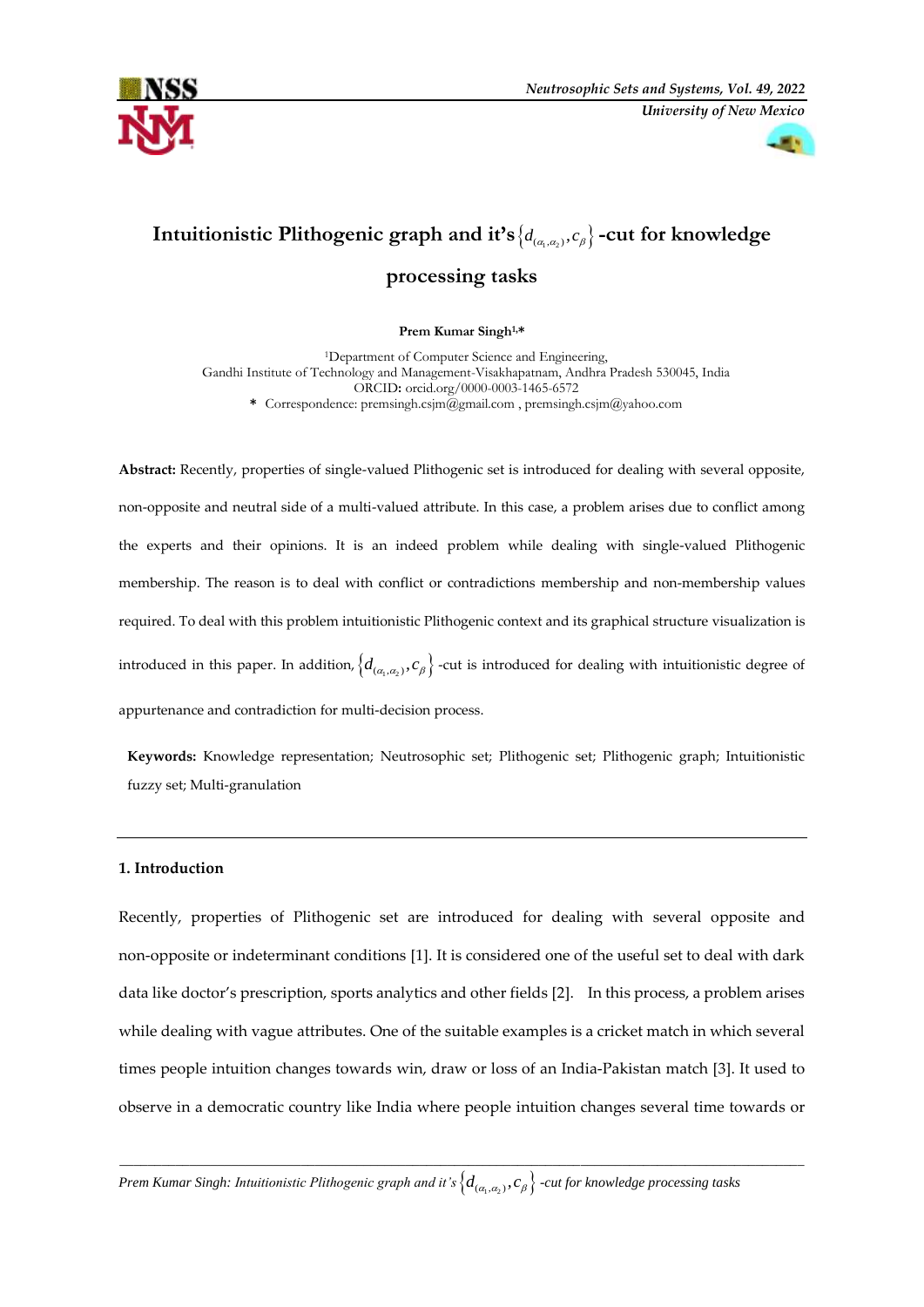# Intuitionistic Plithogenic graph and it's $\left\{d_{(\alpha_1,\alpha_2)}, c_\beta\right\}$ -cut for knowledge processing tasks

**Prem Kumar Singh[1,*]**

[1]Department of Computer Science and Engineering,
Gandhi Institute of Technology and Management-Visakhapatnam, Andhra Pradesh 530045, India
ORCID: orcid.org/0000-0003-1465-6572
\* Correspondence: premsingh.csjm@gmail.com , premsingh.csjm@yahoo.com

**Abstract:** Recently, properties of single-valued Plithogenic set is introduced for dealing with several opposite, non-opposite and neutral side of a multi-valued attribute. In this case, a problem arises due to conflict among the experts and their opinions. It is an indeed problem while dealing with single-valued Plithogenic membership. The reason is to deal with conflict or contradictions membership and non-membership values required. To deal with this problem intuitionistic Plithogenic context and its graphical structure visualization is introduced in this paper. In addition, $\left\{d_{(\alpha_1,\alpha_2)}, c_\beta\right\}$ -cut is introduced for dealing with intuitionistic degree of appurtenance and contradiction for multi-decision process.

**Keywords:** Knowledge representation; Neutrosophic set; Plithogenic set; Plithogenic graph; Intuitionistic fuzzy set; Multi-granulation

## 1. Introduction

Recently, properties of Plithogenic set are introduced for dealing with several opposite and non-opposite or indeterminant conditions [1]. It is considered one of the useful set to deal with dark data like doctor's prescription, sports analytics and other fields [2]. In this process, a problem arises while dealing with vague attributes. One of the suitable examples is a cricket match in which several times people intuition changes towards win, draw or loss of an India-Pakistan match [3]. It used to observe in a democratic country like India where people intuition changes several time towards or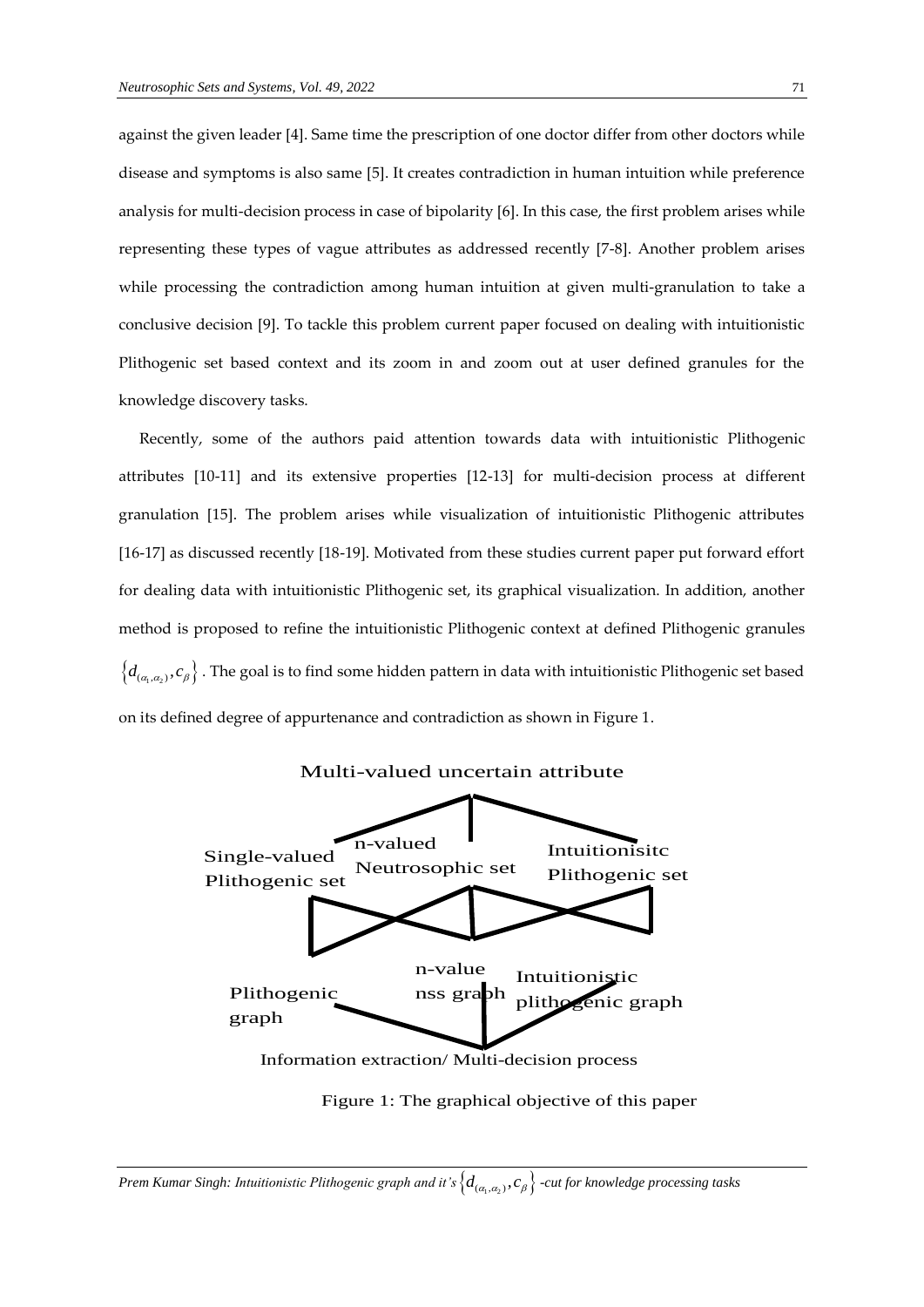against the given leader [4]. Same time the prescription of one doctor differ from other doctors while disease and symptoms is also same [5]. It creates contradiction in human intuition while preference analysis for multi-decision process in case of bipolarity [6]. In this case, the first problem arises while representing these types of vague attributes as addressed recently [7-8]. Another problem arises while processing the contradiction among human intuition at given multi-granulation to take a conclusive decision [9]. To tackle this problem current paper focused on dealing with intuitionistic Plithogenic set based context and its zoom in and zoom out at user defined granules for the knowledge discovery tasks.

Recently, some of the authors paid attention towards data with intuitionistic Plithogenic attributes [10-11] and its extensive properties [12-13] for multi-decision process at different granulation [15]. The problem arises while visualization of intuitionistic Plithogenic attributes [16-17] as discussed recently [18-19]. Motivated from these studies current paper put forward effort for dealing data with intuitionistic Plithogenic set, its graphical visualization. In addition, another method is proposed to refine the intuitionistic Plithogenic context at defined Plithogenic granules $\left\{d_{(\alpha_1,\alpha_2)}, c_\beta\right\}$. The goal is to find some hidden pattern in data with intuitionistic Plithogenic set based on its defined degree of appurtenance and contradiction as shown in Figure 1.

Multi-valued uncertain attribute

Single-valued Plithogenic set | n-valued Neutrosophic set | Intuitionisitc Plithogenic set

Plithogenic graph | n-value nss graph | Intuitionistic plithogenic graph

Information extraction/ Multi-decision process

Figure 1: The graphical objective of this paper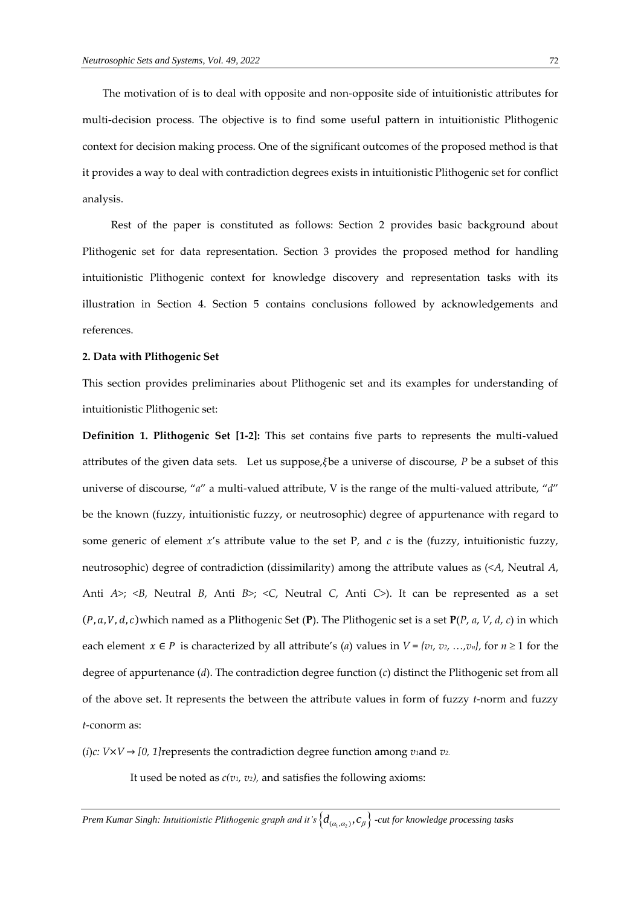The motivation of is to deal with opposite and non-opposite side of intuitionistic attributes for multi-decision process. The objective is to find some useful pattern in intuitionistic Plithogenic context for decision making process. One of the significant outcomes of the proposed method is that it provides a way to deal with contradiction degrees exists in intuitionistic Plithogenic set for conflict analysis.

Rest of the paper is constituted as follows: Section 2 provides basic background about Plithogenic set for data representation. Section 3 provides the proposed method for handling intuitionistic Plithogenic context for knowledge discovery and representation tasks with its illustration in Section 4. Section 5 contains conclusions followed by acknowledgements and references.

## 2. Data with Plithogenic Set

This section provides preliminaries about Plithogenic set and its examples for understanding of intuitionistic Plithogenic set:

**Definition 1. Plithogenic Set [1-2]:** This set contains five parts to represents the multi-valued attributes of the given data sets. Let us suppose, $\xi$ be a universe of discourse, *P* be a subset of this universe of discourse, "*a*" a multi-valued attribute, V is the range of the multi-valued attribute, "*d*" be the known (fuzzy, intuitionistic fuzzy, or neutrosophic) degree of appurtenance with regard to some generic of element *x*'s attribute value to the set P, and *c* is the (fuzzy, intuitionistic fuzzy, neutrosophic) degree of contradiction (dissimilarity) among the attribute values as (<*A*, Neutral *A*, Anti *A*>; <*B*, Neutral *B*, Anti *B*>; <*C*, Neutral *C*, Anti *C*>). It can be represented as a set $(P, a, V, d, c)$ which named as a Plithogenic Set (**P**). The Plithogenic set is a set **P**(*P*, *a*, *V*, *d*, *c*) in which each element $x \in P$ is characterized by all attribute's (*a*) values in $V = \{v_1, v_2, \ldots, v_n\}$, for $n \geq 1$ for the degree of appurtenance (*d*). The contradiction degree function (*c*) distinct the Plithogenic set from all of the above set. It represents the between the attribute values in form of fuzzy *t*-norm and fuzzy *t*-conorm as:

(*i*) $c: V \times V \rightarrow [0, 1]$ represents the contradiction degree function among $v_1$ and $v_2$.

It used be noted as $c(v_1, v_2)$, and satisfies the following axioms: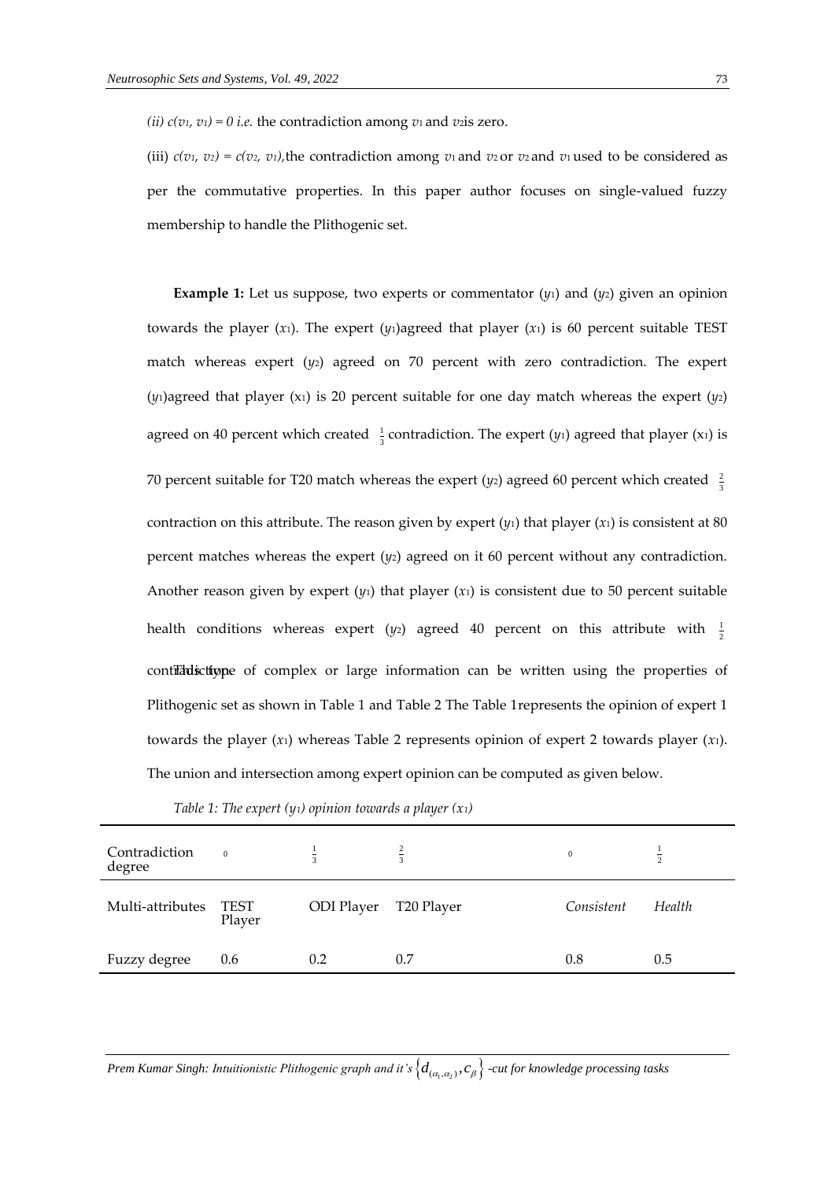(ii) $c(v_1, v_1) = 0$ *i.e.* the contradiction among $v_1$ and $v_2$is zero.

(iii) $c(v_1, v_2) = c(v_2, v_1)$,the contradiction among $v_1$ and $v_2$ or $v_2$ and $v_1$ used to be considered as per the commutative properties. In this paper author focuses on single-valued fuzzy membership to handle the Plithogenic set.

**Example 1:** Let us suppose, two experts or commentator ($y_1$) and ($y_2$) given an opinion towards the player ($x_1$). The expert ($y_1$)agreed that player ($x_1$) is 60 percent suitable TEST match whereas expert ($y_2$) agreed on 70 percent with zero contradiction. The expert ($y_1$)agreed that player ($x_1$) is 20 percent suitable for one day match whereas the expert ($y_2$) agreed on 40 percent which created $\frac{1}{3}$ contradiction. The expert ($y_1$) agreed that player ($x_1$) is 70 percent suitable for T20 match whereas the expert ($y_2$) agreed 60 percent which created $\frac{2}{3}$ contraction on this attribute. The reason given by expert ($y_1$) that player ($x_1$) is consistent at 80 percent matches whereas the expert ($y_2$) agreed on it 60 percent without any contradiction. Another reason given by expert ($y_1$) that player ($x_1$) is consistent due to 50 percent suitable health conditions whereas expert ($y_2$) agreed 40 percent on this attribute with $\frac{1}{2}$ contradiction. This type of complex or large information can be written using the properties of Plithogenic set as shown in Table 1 and Table 2 The Table 1represents the opinion of expert 1 towards the player ($x_1$) whereas Table 2 represents opinion of expert 2 towards player ($x_1$). The union and intersection among expert opinion can be computed as given below.

*Table 1: The expert ($y_1$) opinion towards a player ($x_1$)*

| Contradiction degree | 0 | $\frac{1}{3}$ | $\frac{2}{3}$ | 0 | $\frac{1}{2}$ |
|---|---|---|---|---|---|
| Multi-attributes | TEST Player | ODI Player | T20 Player | *Consistent* | *Health* |
| Fuzzy degree | 0.6 | 0.2 | 0.7 | 0.8 | 0.5 |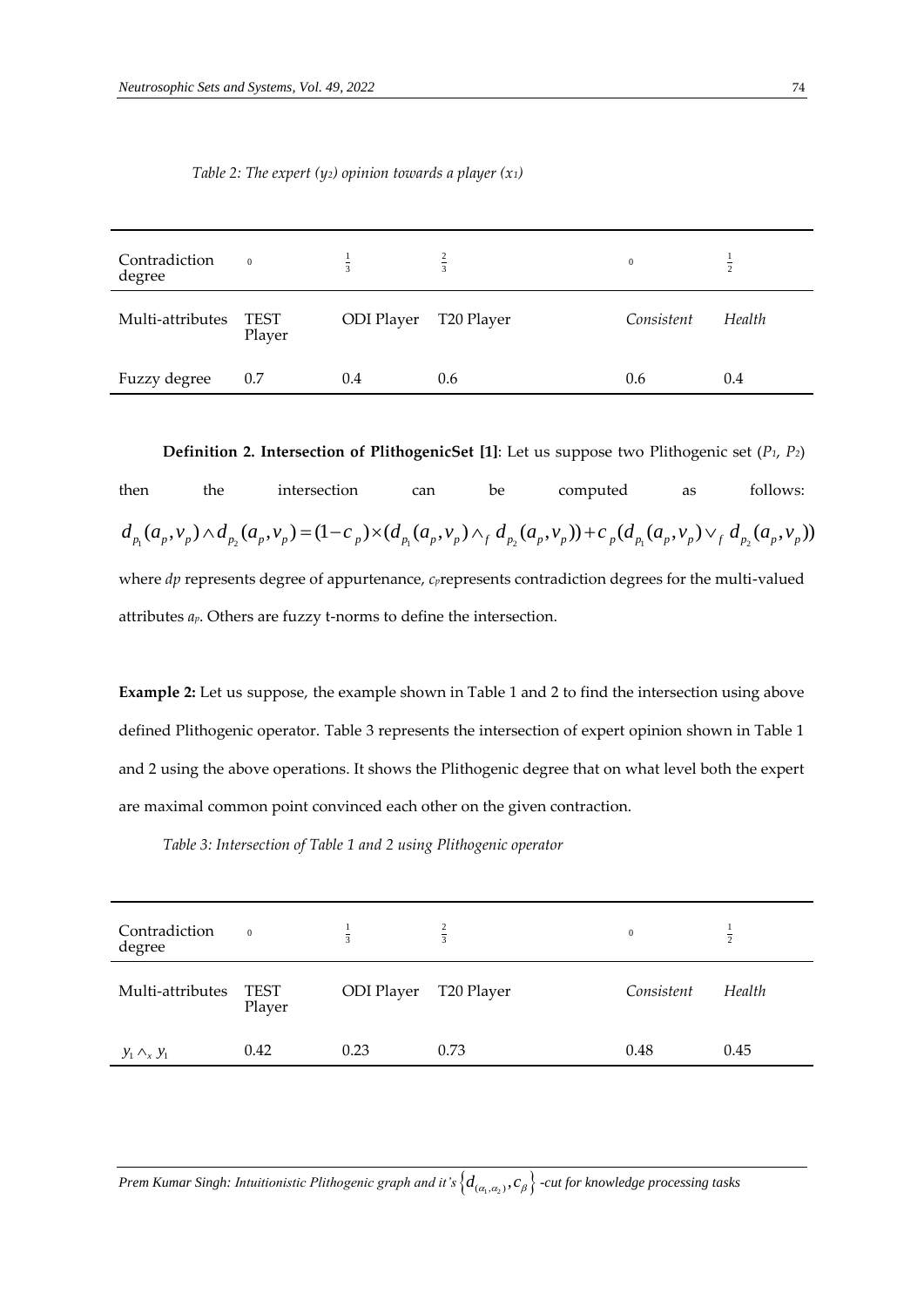*Table 2: The expert ($y_2$) opinion towards a player ($x_1$)*

| Contradiction degree | 0 | $\frac{1}{3}$ | $\frac{2}{3}$ | 0 | $\frac{1}{2}$ |
|---|---|---|---|---|---|
| Multi-attributes | TEST Player | ODI Player | T20 Player | *Consistent* | *Health* |
| Fuzzy degree | 0.7 | 0.4 | 0.6 | 0.6 | 0.4 |

**Definition 2. Intersection of PlithogenicSet [1]**: Let us suppose two Plithogenic set ($P_1$, $P_2$) then the intersection can be computed as follows:

$$d_{p_1}(a_p, v_p) \wedge d_{p_2}(a_p, v_p) = (1 - c_p) \times (d_{p_1}(a_p, v_p) \wedge_f d_{p_2}(a_p, v_p)) + c_p(d_{p_1}(a_p, v_p) \vee_f d_{p_2}(a_p, v_p))$$

where *dp* represents degree of appurtenance, $c_p$ represents contradiction degrees for the multi-valued attributes $a_p$. Others are fuzzy t-norms to define the intersection.

**Example 2:** Let us suppose, the example shown in Table 1 and 2 to find the intersection using above defined Plithogenic operator. Table 3 represents the intersection of expert opinion shown in Table 1 and 2 using the above operations. It shows the Plithogenic degree that on what level both the expert are maximal common point convinced each other on the given contraction.

*Table 3: Intersection of Table 1 and 2 using Plithogenic operator*

| Contradiction degree | 0 | $\frac{1}{3}$ | $\frac{2}{3}$ | 0 | $\frac{1}{2}$ |
|---|---|---|---|---|---|
| Multi-attributes | TEST Player | ODI Player | T20 Player | *Consistent* | *Health* |
| $y_1 \wedge_x y_1$ | 0.42 | 0.23 | 0.73 | 0.48 | 0.45 |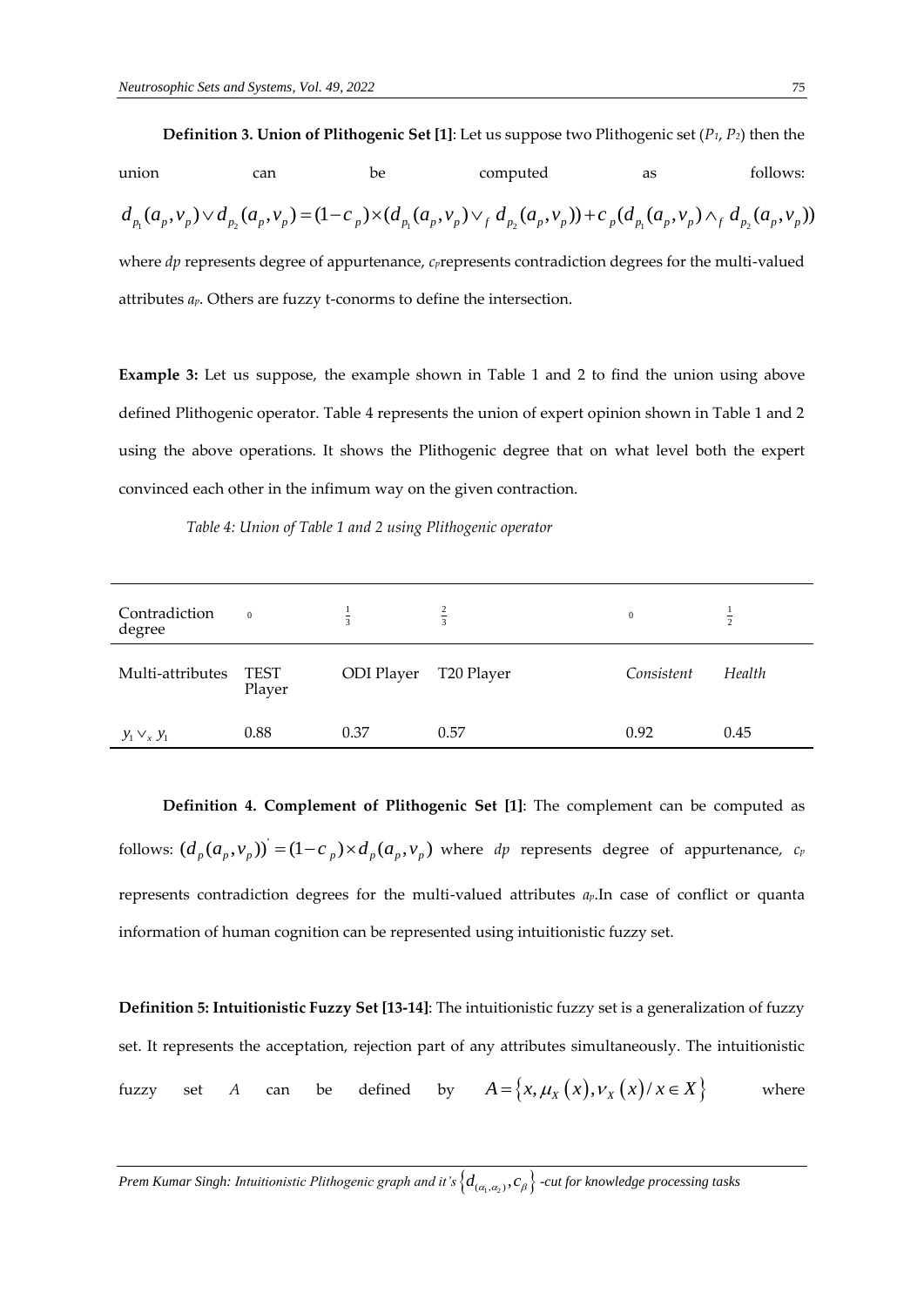**Definition 3. Union of Plithogenic Set [1]**: Let us suppose two Plithogenic set ($P_1$, $P_2$) then the union can be computed as follows:

$$d_{p_1}(a_p, v_p) \vee d_{p_2}(a_p, v_p) = (1 - c_p) \times (d_{p_1}(a_p, v_p) \vee_f d_{p_2}(a_p, v_p)) + c_p(d_{p_1}(a_p, v_p) \wedge_f d_{p_2}(a_p, v_p))$$

where *dp* represents degree of appurtenance, $c_p$ represents contradiction degrees for the multi-valued attributes $a_p$. Others are fuzzy t-conorms to define the intersection.

**Example 3:** Let us suppose, the example shown in Table 1 and 2 to find the union using above defined Plithogenic operator. Table 4 represents the union of expert opinion shown in Table 1 and 2 using the above operations. It shows the Plithogenic degree that on what level both the expert convinced each other in the infimum way on the given contraction.

*Table 4: Union of Table 1 and 2 using Plithogenic operator*

| Contradiction degree | 0 | $\frac{1}{3}$ | $\frac{2}{3}$ | 0 | $\frac{1}{2}$ |
|---|---|---|---|---|---|
| Multi-attributes | TEST Player | ODI Player | T20 Player | *Consistent* | *Health* |
| $y_1 \vee_x y_1$ | 0.88 | 0.37 | 0.57 | 0.92 | 0.45 |

**Definition 4. Complement of Plithogenic Set [1]**: The complement can be computed as follows: $(d_p(a_p, v_p))' = (1 - c_p) \times d_p(a_p, v_p)$ where *dp* represents degree of appurtenance, $c_p$ represents contradiction degrees for the multi-valued attributes $a_p$.In case of conflict or quanta information of human cognition can be represented using intuitionistic fuzzy set.

**Definition 5: Intuitionistic Fuzzy Set [13-14]**: The intuitionistic fuzzy set is a generalization of fuzzy set. It represents the acceptation, rejection part of any attributes simultaneously. The intuitionistic fuzzy set *A* can be defined by $A = \{x, \mu_X(x), \nu_X(x) / x \in X\}$ where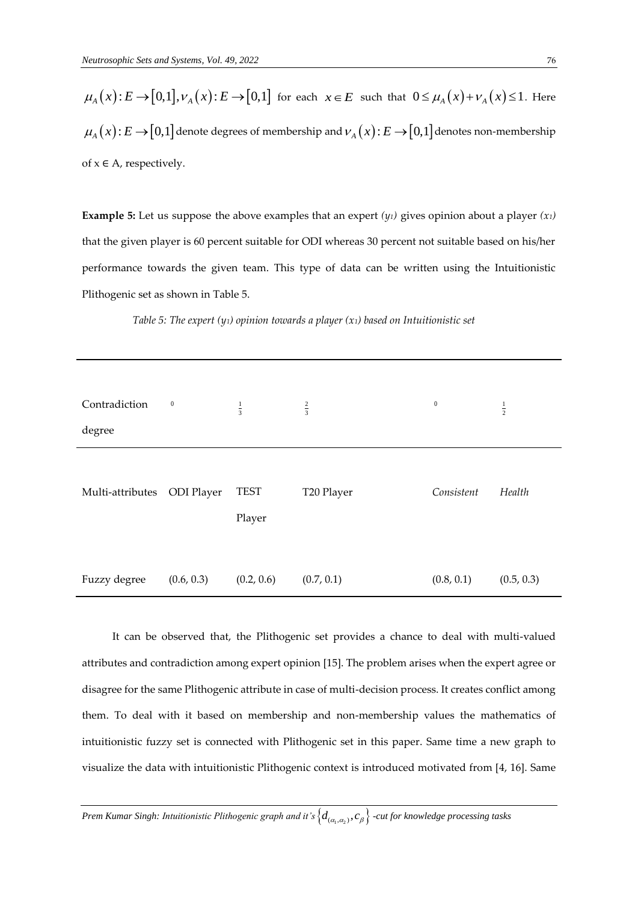$\mu_A(x): E \rightarrow [0,1], \nu_A(x): E \rightarrow [0,1]$ for each $x \in E$ such that $0 \leq \mu_A(x) + \nu_A(x) \leq 1$. Here $\mu_A(x): E \rightarrow [0,1]$ denote degrees of membership and $\nu_A(x): E \rightarrow [0,1]$ denotes non-membership of $x \in A$, respectively.

**Example 5:** Let us suppose the above examples that an expert *($y_1$)* gives opinion about a player *($x_1$)* that the given player is 60 percent suitable for ODI whereas 30 percent not suitable based on his/her performance towards the given team. This type of data can be written using the Intuitionistic Plithogenic set as shown in Table 5.

*Table 5: The expert ($y_1$) opinion towards a player ($x_1$) based on Intuitionistic set*

| Contradiction degree | $0$ | $\frac{1}{3}$ | $\frac{2}{3}$ | $0$ | $\frac{1}{2}$ |
|---|---|---|---|---|---|
| Multi-attributes | ODI Player | TEST Player | T20 Player | *Consistent* | *Health* |
| Fuzzy degree | (0.6, 0.3) | (0.2, 0.6) | (0.7, 0.1) | (0.8, 0.1) | (0.5, 0.3) |

It can be observed that, the Plithogenic set provides a chance to deal with multi-valued attributes and contradiction among expert opinion [15]. The problem arises when the expert agree or disagree for the same Plithogenic attribute in case of multi-decision process. It creates conflict among them. To deal with it based on membership and non-membership values the mathematics of intuitionistic fuzzy set is connected with Plithogenic set in this paper. Same time a new graph to visualize the data with intuitionistic Plithogenic context is introduced motivated from [4, 16]. Same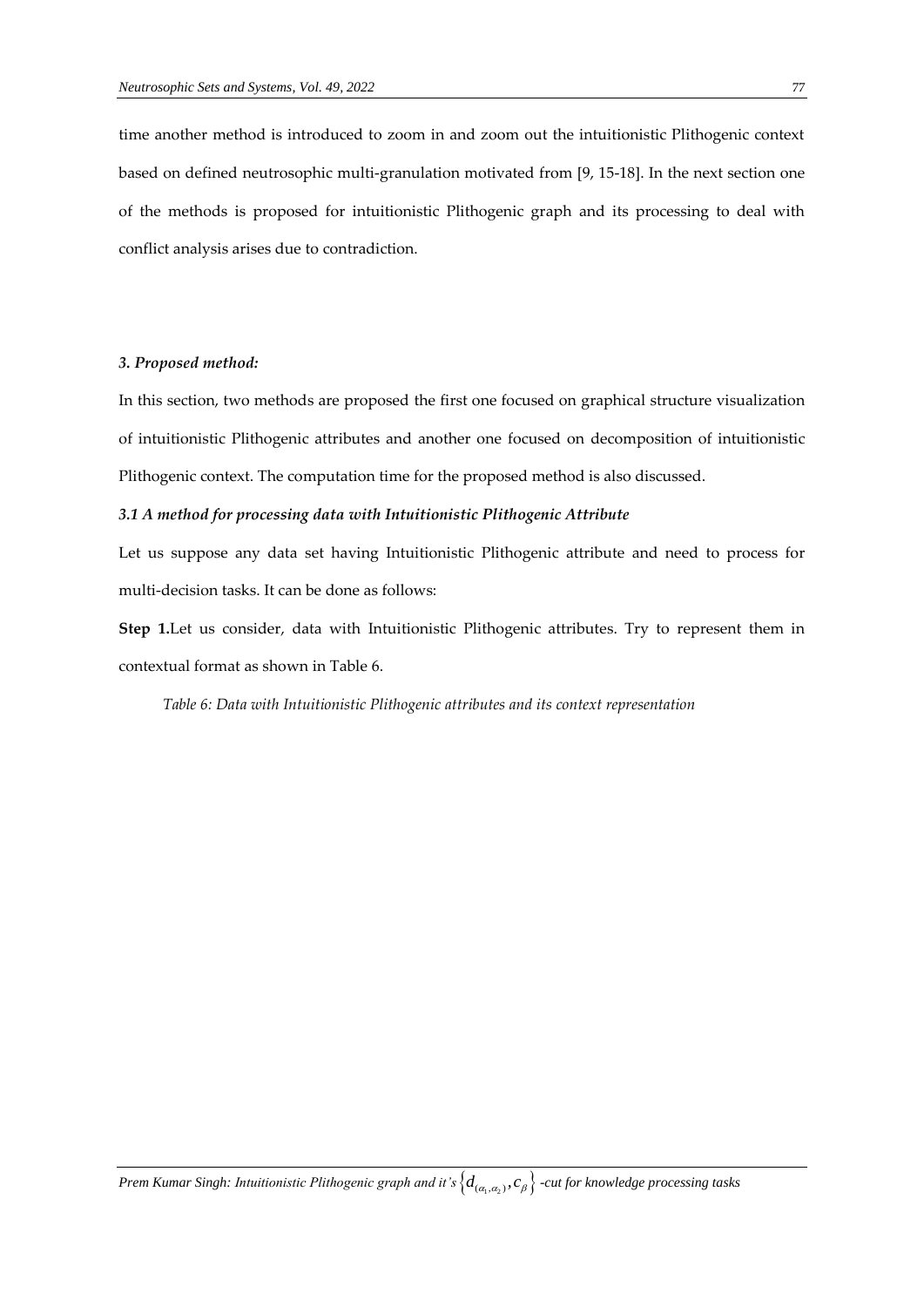time another method is introduced to zoom in and zoom out the intuitionistic Plithogenic context based on defined neutrosophic multi-granulation motivated from [9, 15-18]. In the next section one of the methods is proposed for intuitionistic Plithogenic graph and its processing to deal with conflict analysis arises due to contradiction.

### *3. Proposed method:*

In this section, two methods are proposed the first one focused on graphical structure visualization of intuitionistic Plithogenic attributes and another one focused on decomposition of intuitionistic Plithogenic context. The computation time for the proposed method is also discussed.

#### *3.1 A method for processing data with Intuitionistic Plithogenic Attribute*

Let us suppose any data set having Intuitionistic Plithogenic attribute and need to process for multi-decision tasks. It can be done as follows:

**Step 1.**Let us consider, data with Intuitionistic Plithogenic attributes. Try to represent them in contextual format as shown in Table 6.

*Table 6: Data with Intuitionistic Plithogenic attributes and its context representation*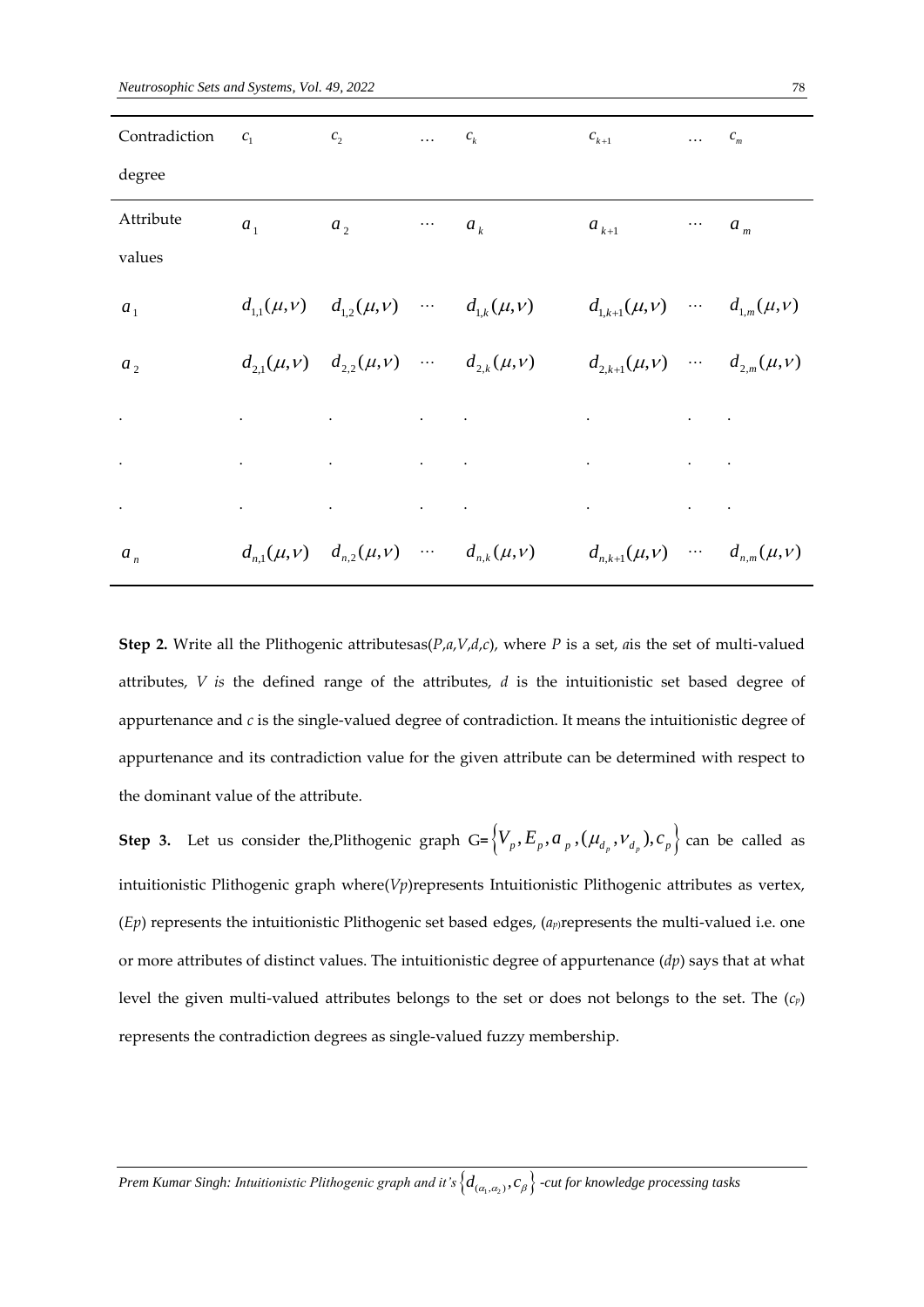| Contradiction degree | $c_1$ | $c_2$ | $\ldots$ | $c_k$ | $c_{k+1}$ | $\ldots$ | $c_m$ |
|---|---|---|---|---|---|---|---|
| Attribute values | $a_1$ | $a_2$ | $\cdots$ | $a_k$ | $a_{k+1}$ | $\cdots$ | $a_m$ |
| $a_1$ | $d_{1,1}(\mu,\nu)$ | $d_{1,2}(\mu,\nu)$ | $\cdots$ | $d_{1,k}(\mu,\nu)$ | $d_{1,k+1}(\mu,\nu)$ | $\cdots$ | $d_{1,m}(\mu,\nu)$ |
| $a_2$ | $d_{2,1}(\mu,\nu)$ | $d_{2,2}(\mu,\nu)$ | $\cdots$ | $d_{2,k}(\mu,\nu)$ | $d_{2,k+1}(\mu,\nu)$ | $\cdots$ | $d_{2,m}(\mu,\nu)$ |
| . | . | . | . | . | . | . | . |
| . | . | . | . | . | . | . | . |
| . | . | . | . | . | . | . | . |
| $a_n$ | $d_{n,1}(\mu,\nu)$ | $d_{n,2}(\mu,\nu)$ | $\cdots$ | $d_{n,k}(\mu,\nu)$ | $d_{n,k+1}(\mu,\nu)$ | $\cdots$ | $d_{n,m}(\mu,\nu)$ |

**Step 2.** Write all the Plithogenic attributesas($P,a,V,d,c$), where $P$ is a set, $a$is the set of multi-valued attributes, $V$ *is* the defined range of the attributes, $d$ is the intuitionistic set based degree of appurtenance and $c$ is the single-valued degree of contradiction. It means the intuitionistic degree of appurtenance and its contradiction value for the given attribute can be determined with respect to the dominant value of the attribute.

**Step 3.** Let us consider the,Plithogenic graph G=$\left\{V_p, E_p, a_p, (\mu_{d_p}, \nu_{d_p}), c_p\right\}$ can be called as intuitionistic Plithogenic graph where($Vp$)represents Intuitionistic Plithogenic attributes as vertex, ($Ep$) represents the intuitionistic Plithogenic set based edges, ($a_p$)represents the multi-valued i.e. one or more attributes of distinct values. The intuitionistic degree of appurtenance ($dp$) says that at what level the given multi-valued attributes belongs to the set or does not belongs to the set. The ($c_p$) represents the contradiction degrees as single-valued fuzzy membership.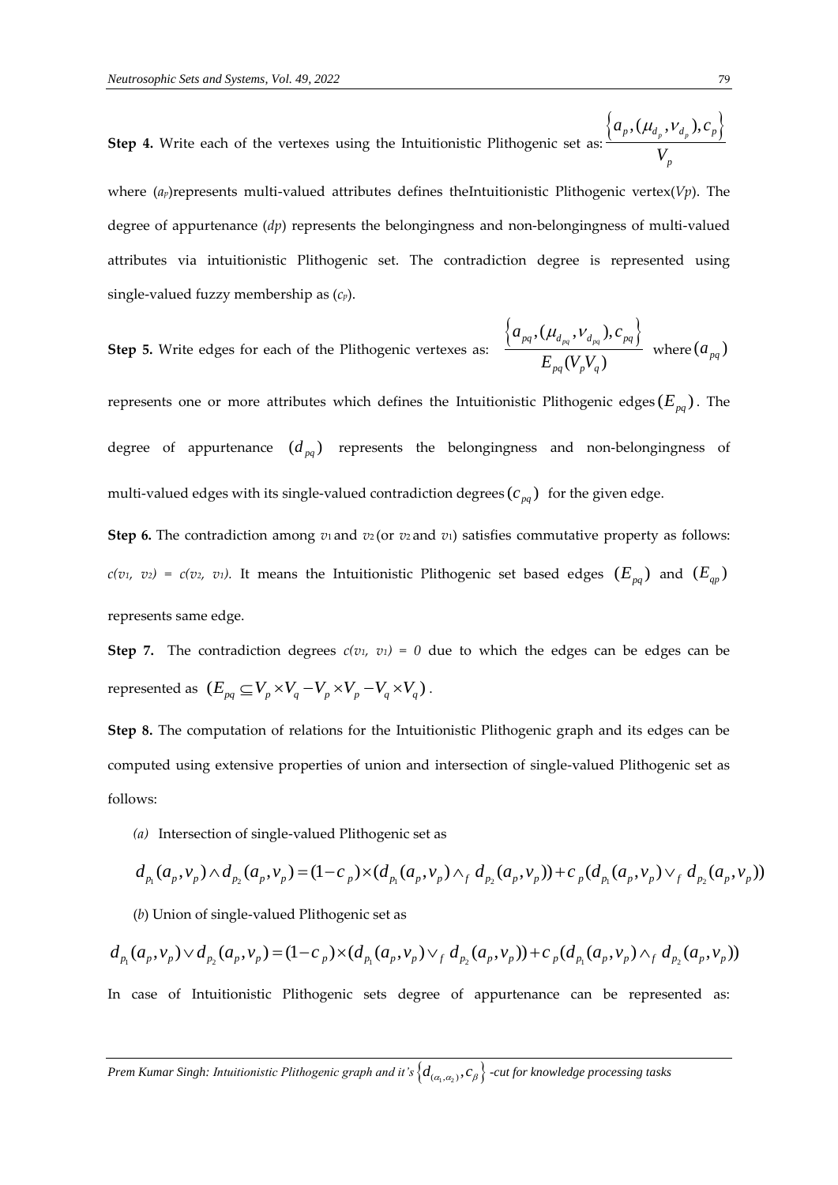**Step 4.** Write each of the vertexes using the Intuitionistic Plithogenic set as: $\dfrac{\left\{a_p, (\mu_{d_p}, \nu_{d_p}), c_p\right\}}{V_p}$

where ($a_p$)represents multi-valued attributes defines theIntuitionistic Plithogenic vertex($Vp$). The degree of appurtenance ($dp$) represents the belongingness and non-belongingness of multi-valued attributes via intuitionistic Plithogenic set. The contradiction degree is represented using single-valued fuzzy membership as ($c_p$).

**Step 5.** Write edges for each of the Plithogenic vertexes as: $\dfrac{\left\{a_{pq}, (\mu_{d_{pq}}, \nu_{d_{pq}}), c_{pq}\right\}}{E_{pq}(V_p V_q)}$ where $(a_{pq})$ represents one or more attributes which defines the Intuitionistic Plithogenic edges $(E_{pq})$. The degree of appurtenance $(d_{pq})$ represents the belongingness and non-belongingness of multi-valued edges with its single-valued contradiction degrees $(c_{pq})$ for the given edge.

**Step 6.** The contradiction among $v_1$ and $v_2$ (or $v_2$ and $v_1$) satisfies commutative property as follows: $c(v_1, v_2) = c(v_2, v_1)$. It means the Intuitionistic Plithogenic set based edges $(E_{pq})$ and $(E_{qp})$ represents same edge.

**Step 7.** The contradiction degrees $c(v_1, v_1) = 0$ due to which the edges can be edges can be represented as $(E_{pq} \subseteq V_p \times V_q - V_p \times V_p - V_q \times V_q)$.

**Step 8.** The computation of relations for the Intuitionistic Plithogenic graph and its edges can be computed using extensive properties of union and intersection of single-valued Plithogenic set as follows:

*(a)* Intersection of single-valued Plithogenic set as

$$d_{p_1}(a_p, v_p) \wedge d_{p_2}(a_p, v_p) = (1 - c_p) \times (d_{p_1}(a_p, v_p) \wedge_f d_{p_2}(a_p, v_p)) + c_p(d_{p_1}(a_p, v_p) \vee_f d_{p_2}(a_p, v_p))$$

(*b*) Union of single-valued Plithogenic set as

$$d_{p_1}(a_p, v_p) \vee d_{p_2}(a_p, v_p) = (1 - c_p) \times (d_{p_1}(a_p, v_p) \vee_f d_{p_2}(a_p, v_p)) + c_p(d_{p_1}(a_p, v_p) \wedge_f d_{p_2}(a_p, v_p))$$

In case of Intuitionistic Plithogenic sets degree of appurtenance can be represented as: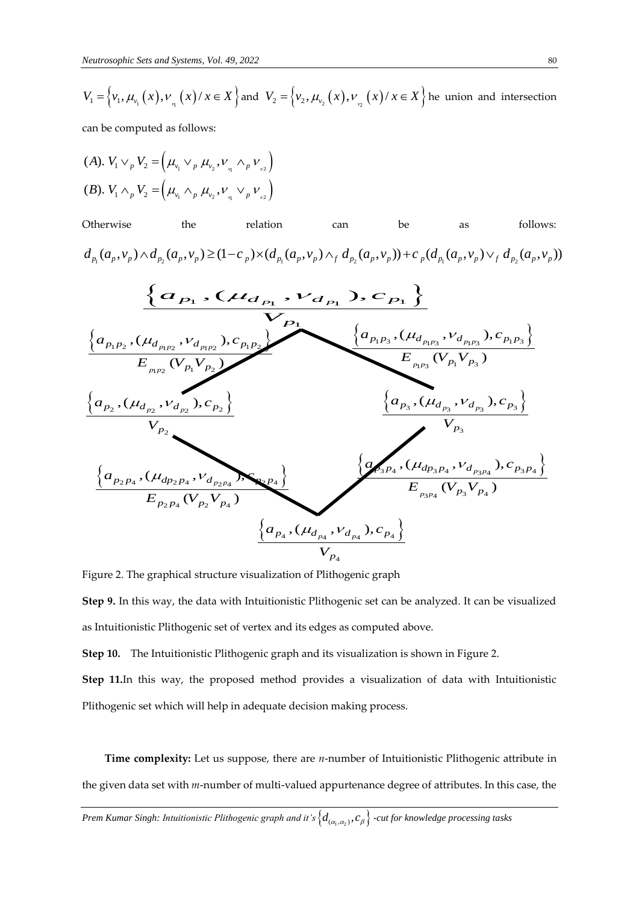$V_1 = \{v_1, \mu_{v_1}(x), \nu_{v_1}(x) / x \in X\}$ and $V_2 = \{v_2, \mu_{v_2}(x), \nu_{v_2}(x) / x \in X\}$ he union and intersection can be computed as follows:

$$(A).\ V_1 \vee_p V_2 = \left(\mu_{v_1} \vee_p \mu_{v_2}, \nu_{v_1} \wedge_p \nu_{v2}\right)$$

$$(B).\ V_1 \wedge_p V_2 = \left(\mu_{v_1} \wedge_p \mu_{v_2}, \nu_{v_1} \vee_p \nu_{v2}\right)$$

Otherwise the relation can be as follows:

$$d_{p_1}(a_p, v_p) \wedge d_{p_2}(a_p, v_p) \geq (1 - c_p) \times (d_{p_1}(a_p, v_p) \wedge_f d_{p_2}(a_p, v_p)) + c_p(d_{p_1}(a_p, v_p) \vee_f d_{p_2}(a_p, v_p))$$

$$\frac{\left\{a_{P_1}, (\mu_{d_{P_1}}, \nu_{d_{P_1}}), c_{P_1}\right\}}{V_{P_1}}$$

$$\frac{\left\{a_{P_1P_2}, (\mu_{d_{P_1P_2}}, \nu_{d_{P_1P_2}}), c_{P_1P_2}\right\}}{E_{P_1P_2}(V_{P_1}V_{P_2})} \qquad \frac{\left\{a_{P_1P_3}, (\mu_{d_{P_1P_3}}, \nu_{d_{P_1P_3}}), c_{P_1P_3}\right\}}{E_{P_1P_3}(V_{P_1}V_{P_3})}$$

$$\frac{\left\{a_{P_2}, (\mu_{d_{P_2}}, \nu_{d_{P_2}}), c_{P_2}\right\}}{V_{P_2}} \qquad \frac{\left\{a_{P_3}, (\mu_{d_{P_3}}, \nu_{d_{P_3}}), c_{P_3}\right\}}{V_{P_3}}$$

$$\frac{\left\{a_{P_2P_4}, (\mu_{dP_2P_4}, \nu_{d_{P_2P_4}}), c_{P_2P_4}\right\}}{E_{P_2P_4}(V_{P_2}V_{P_4})} \qquad \frac{\left\{a_{P_3P_4}, (\mu_{dP_3P_4}, \nu_{d_{P_3P_4}}), c_{P_3P_4}\right\}}{E_{P_3P_4}(V_{P_3}V_{P_4})}$$

$$\frac{\left\{a_{P_4}, (\mu_{d_{P_4}}, \nu_{d_{P_4}}), c_{P_4}\right\}}{V_{P_4}}$$

Figure 2. The graphical structure visualization of Plithogenic graph

**Step 9.** In this way, the data with Intuitionistic Plithogenic set can be analyzed. It can be visualized as Intuitionistic Plithogenic set of vertex and its edges as computed above.

**Step 10.** The Intuitionistic Plithogenic graph and its visualization is shown in Figure 2.

**Step 11.** In this way, the proposed method provides a visualization of data with Intuitionistic Plithogenic set which will help in adequate decision making process.

**Time complexity:** Let us suppose, there are *n*-number of Intuitionistic Plithogenic attribute in the given data set with *m*-number of multi-valued appurtenance degree of attributes. In this case, the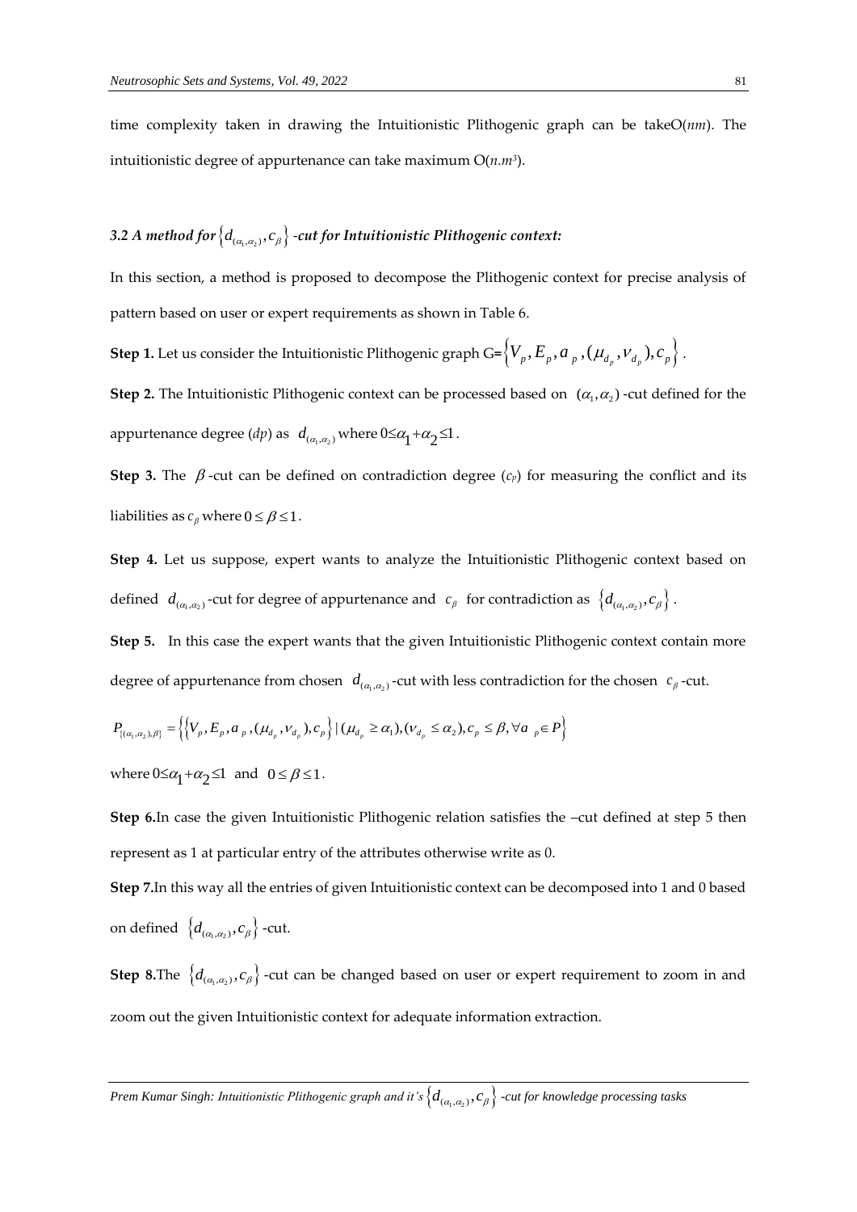time complexity taken in drawing the Intuitionistic Plithogenic graph can be take $O(nm)$. The intuitionistic degree of appurtenance can take maximum $O(n.m^3)$.

### *3.2 A method for $\{d_{(\alpha_1,\alpha_2)}, c_\beta\}$ -cut for Intuitionistic Plithogenic context:*

In this section, a method is proposed to decompose the Plithogenic context for precise analysis of pattern based on user or expert requirements as shown in Table 6.

**Step 1.** Let us consider the Intuitionistic Plithogenic graph G= $\left\{V_p, E_p, a_p, (\mu_{d_p}, \nu_{d_p}), c_p\right\}$.

**Step 2.** The Intuitionistic Plithogenic context can be processed based on $(\alpha_1, \alpha_2)$ -cut defined for the appurtenance degree (*dp*) as $d_{(\alpha_1,\alpha_2)}$ where $0 \leq \alpha_1 + \alpha_2 \leq 1$.

**Step 3.** The $\beta$ -cut can be defined on contradiction degree ($c_p$) for measuring the conflict and its liabilities as $c_\beta$ where $0 \leq \beta \leq 1$.

**Step 4.** Let us suppose, expert wants to analyze the Intuitionistic Plithogenic context based on defined $d_{(\alpha_1,\alpha_2)}$ -cut for degree of appurtenance and $c_\beta$ for contradiction as $\left\{d_{(\alpha_1,\alpha_2)}, c_\beta\right\}$.

**Step 5.** In this case the expert wants that the given Intuitionistic Plithogenic context contain more degree of appurtenance from chosen $d_{(\alpha_1,\alpha_2)}$ -cut with less contradiction for the chosen $c_\beta$ -cut.

$$P_{\{(\alpha_1,\alpha_2),\beta\}} = \left\{\left\{V_p, E_p, a_p, (\mu_{d_p}, \nu_{d_p}), c_p\right\} \mid (\mu_{d_p} \geq \alpha_1), (\nu_{d_p} \leq \alpha_2), c_p \leq \beta, \forall a_p \in P\right\}$$

where $0 \leq \alpha_1 + \alpha_2 \leq 1$ and $0 \leq \beta \leq 1$.

**Step 6.** In case the given Intuitionistic Plithogenic relation satisfies the –cut defined at step 5 then represent as 1 at particular entry of the attributes otherwise write as 0.

**Step 7.** In this way all the entries of given Intuitionistic context can be decomposed into 1 and 0 based on defined $\left\{d_{(\alpha_1,\alpha_2)}, c_\beta\right\}$ -cut.

**Step 8.** The $\left\{d_{(\alpha_1,\alpha_2)}, c_\beta\right\}$ -cut can be changed based on user or expert requirement to zoom in and zoom out the given Intuitionistic context for adequate information extraction.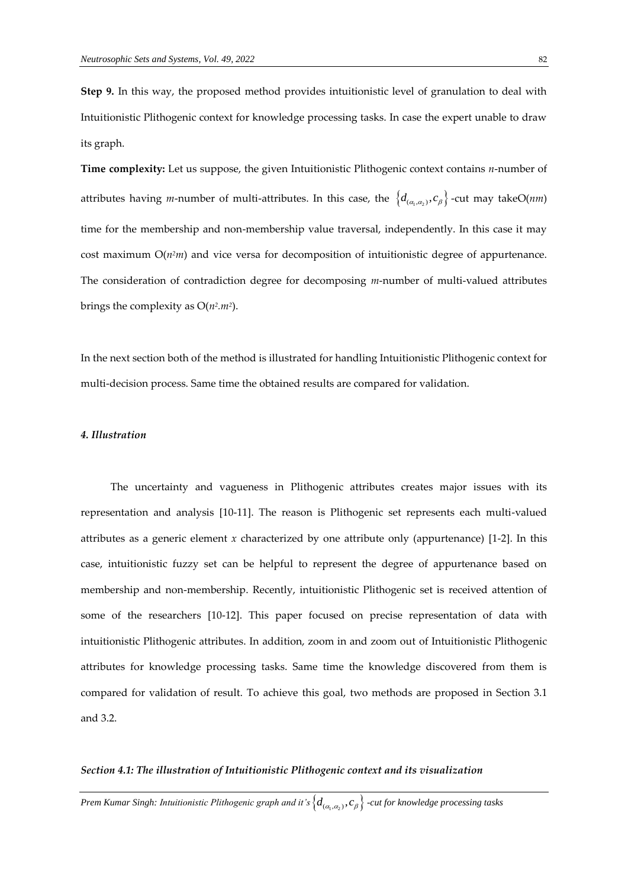**Step 9.** In this way, the proposed method provides intuitionistic level of granulation to deal with Intuitionistic Plithogenic context for knowledge processing tasks. In case the expert unable to draw its graph.

**Time complexity:** Let us suppose, the given Intuitionistic Plithogenic context contains $n$-number of attributes having $m$-number of multi-attributes. In this case, the $\left\{d_{(\alpha_1,\alpha_2)}, c_\beta\right\}$-cut may takeO($nm$) time for the membership and non-membership value traversal, independently. In this case it may cost maximum O($n^2m$) and vice versa for decomposition of intuitionistic degree of appurtenance. The consideration of contradiction degree for decomposing $m$-number of multi-valued attributes brings the complexity as O($n^2.m^2$).

In the next section both of the method is illustrated for handling Intuitionistic Plithogenic context for multi-decision process. Same time the obtained results are compared for validation.

#### *4. Illustration*

The uncertainty and vagueness in Plithogenic attributes creates major issues with its representation and analysis [10-11]. The reason is Plithogenic set represents each multi-valued attributes as a generic element $x$ characterized by one attribute only (appurtenance) [1-2]. In this case, intuitionistic fuzzy set can be helpful to represent the degree of appurtenance based on membership and non-membership. Recently, intuitionistic Plithogenic set is received attention of some of the researchers [10-12]. This paper focused on precise representation of data with intuitionistic Plithogenic attributes. In addition, zoom in and zoom out of Intuitionistic Plithogenic attributes for knowledge processing tasks. Same time the knowledge discovered from them is compared for validation of result. To achieve this goal, two methods are proposed in Section 3.1 and 3.2.

##### ***Section 4.1: The illustration of Intuitionistic Plithogenic context and its visualization***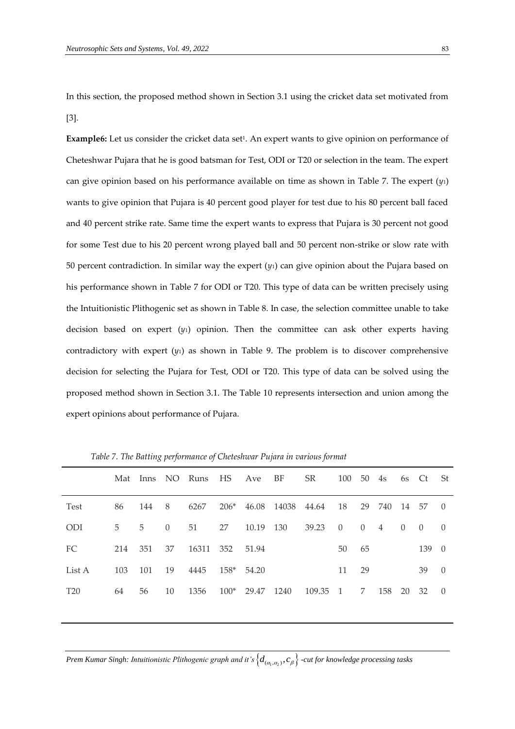In this section, the proposed method shown in Section 3.1 using the cricket data set motivated from [3].

**Example6:** Let us consider the cricket data set[1]. An expert wants to give opinion on performance of Cheteshwar Pujara that he is good batsman for Test, ODI or T20 or selection in the team. The expert can give opinion based on his performance available on time as shown in Table 7. The expert ($y_1$) wants to give opinion that Pujara is 40 percent good player for test due to his 80 percent ball faced and 40 percent strike rate. Same time the expert wants to express that Pujara is 30 percent not good for some Test due to his 20 percent wrong played ball and 50 percent non-strike or slow rate with 50 percent contradiction. In similar way the expert ($y_1$) can give opinion about the Pujara based on his performance shown in Table 7 for ODI or T20. This type of data can be written precisely using the Intuitionistic Plithogenic set as shown in Table 8. In case, the selection committee unable to take decision based on expert ($y_1$) opinion. Then the committee can ask other experts having contradictory with expert ($y_1$) as shown in Table 9. The problem is to discover comprehensive decision for selecting the Pujara for Test, ODI or T20. This type of data can be solved using the proposed method shown in Section 3.1. The Table 10 represents intersection and union among the expert opinions about performance of Pujara.

*Table 7. The Batting performance of Cheteshwar Pujara in various format*

| | Mat | Inns | NO | Runs | HS | Ave | BF | SR | 100 | 50 | 4s | 6s | Ct | St |
|---|---|---|---|---|---|---|---|---|---|---|---|---|---|---|
| Test | 86 | 144 | 8 | 6267 | 206* | 46.08 | 14038 | 44.64 | 18 | 29 | 740 | 14 | 57 | 0 |
| ODI | 5 | 5 | 0 | 51 | 27 | 10.19 | 130 | 39.23 | 0 | 0 | 4 | 0 | 0 | 0 |
| FC | 214 | 351 | 37 | 16311 | 352 | 51.94 | | | 50 | 65 | | | 139 | 0 |
| List A | 103 | 101 | 19 | 4445 | 158* | 54.20 | | | 11 | 29 | | | 39 | 0 |
| T20 | 64 | 56 | 10 | 1356 | 100* | 29.47 | 1240 | 109.35 | 1 | 7 | 158 | 20 | 32 | 0 |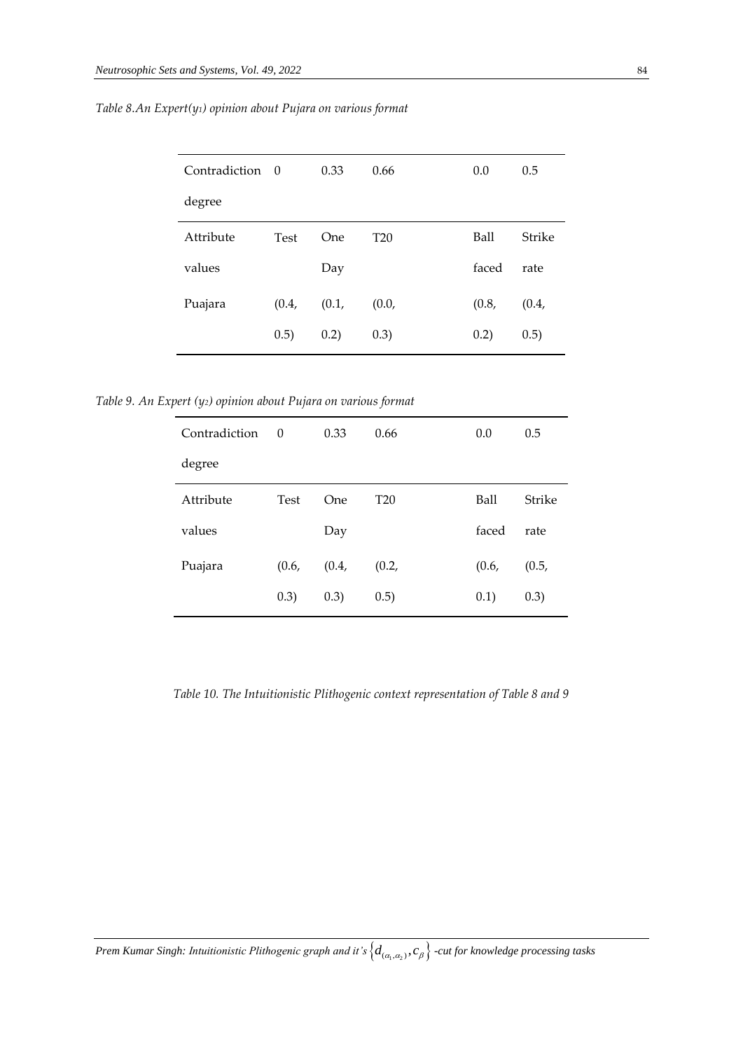*Table 8.An Expert($y_1$) opinion about Pujara on various format*

| Contradiction degree | 0 | 0.33 | 0.66 | 0.0 | 0.5 |
|---|---|---|---|---|---|
| Attribute values | Test | One Day | T20 | Ball faced | Strike rate |
| Puajara | (0.4, 0.5) | (0.1, 0.2) | (0.0, 0.3) | (0.8, 0.2) | (0.4, 0.5) |

*Table 9. An Expert ($y_2$) opinion about Pujara on various format*

| Contradiction degree | 0 | 0.33 | 0.66 | 0.0 | 0.5 |
|---|---|---|---|---|---|
| Attribute values | Test | One Day | T20 | Ball faced | Strike rate |
| Puajara | (0.6, 0.3) | (0.4, 0.3) | (0.2, 0.5) | (0.6, 0.1) | (0.5, 0.3) |

*Table 10. The Intuitionistic Plithogenic context representation of Table 8 and 9*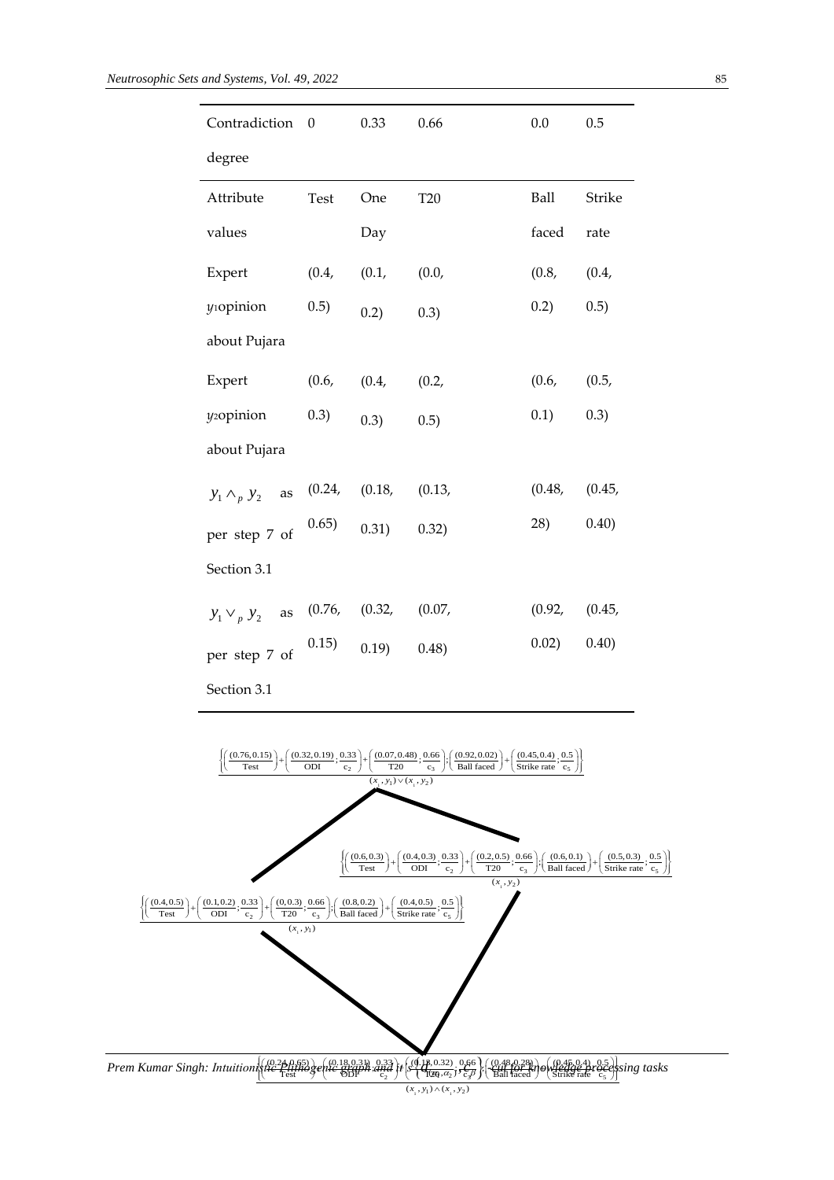| Contradiction degree | 0 | 0.33 | 0.66 | 0.0 | 0.5 |
|---|---|---|---|---|---|
| Attribute values | Test | One Day | T20 | Ball faced | Strike rate |
| Expert $y_1$ opinion about Pujara | (0.4, 0.5) | (0.1, 0.2) | (0.0, 0.3) | (0.8, 0.2) | (0.4, 0.5) |
| Expert $y_2$ opinion about Pujara | (0.6, 0.3) | (0.4, 0.3) | (0.2, 0.5) | (0.6, 0.1) | (0.5, 0.3) |
| $y_1 \wedge_p y_2$ as per step 7 of Section 3.1 | (0.24, 0.65) | (0.18, 0.31) | (0.13, 0.32) | (0.48, 28) | (0.45, 0.40) |
| $y_1 \vee_p y_2$ as per step 7 of Section 3.1 | (0.76, 0.15) | (0.32, 0.19) | (0.07, 0.48) | (0.92, 0.02) | (0.45, 0.40) |

$$\frac{\left\{\left(\frac{(0.76,0.15)}{\text{Test}}\right)+\left(\frac{(0.32,0.19)}{\text{ODI}};\frac{0.33}{c_2}\right)+\left(\frac{(0.07,0.48)}{\text{T20}};\frac{0.66}{c_3}\right);\left(\frac{(0.92,0.02)}{\text{Ball faced}}\right)+\left(\frac{(0.45,0.4)}{\text{Strike rate}};\frac{0.5}{c_5}\right)\right\}}{(x_i,y_1)\vee(x_i,y_2)}$$

$$\frac{\left\{\left(\frac{(0.6,0.3)}{\text{Test}}\right)+\left(\frac{(0.4,0.3)}{\text{ODI}};\frac{0.33}{c_2}\right)+\left(\frac{(0.2,0.5)}{\text{T20}};\frac{0.66}{c_3}\right);\left(\frac{(0.6,0.1)}{\text{Ball faced}}\right)+\left(\frac{(0.5,0.3)}{\text{Strike rate}};\frac{0.5}{c_5}\right)\right\}}{(x_i,y_2)}$$

$$\frac{\left\{\left(\frac{(0.4,0.5)}{\text{Test}}\right)+\left(\frac{(0.1,0.2)}{\text{ODI}};\frac{0.33}{c_2}\right)+\left(\frac{(0,0.3)}{\text{T20}};\frac{0.66}{c_3}\right);\left(\frac{(0.8,0.2)}{\text{Ball faced}}\right)+\left(\frac{(0.4,0.5)}{\text{Strike rate}};\frac{0.5}{c_5}\right)\right\}}{(x_i,y_1)}$$

$$\frac{\left\{\left(\frac{(0.24,0.65)}{\text{Test}}\right)+\left(\frac{(0.18,0.31)}{\text{ODI}};\frac{0.33}{c_2}\right)+\left(\frac{(0.13,0.32)}{\text{T20}};\frac{0.66}{c_3}\right);\left(\frac{(0.48,0.28)}{\text{Ball faced}}\right)+\left(\frac{(0.45,0.4)}{\text{Strike rate}};\frac{0.5}{c_5}\right)\right\}}{(x_i,y_1)\wedge(x_i,y_2)}$$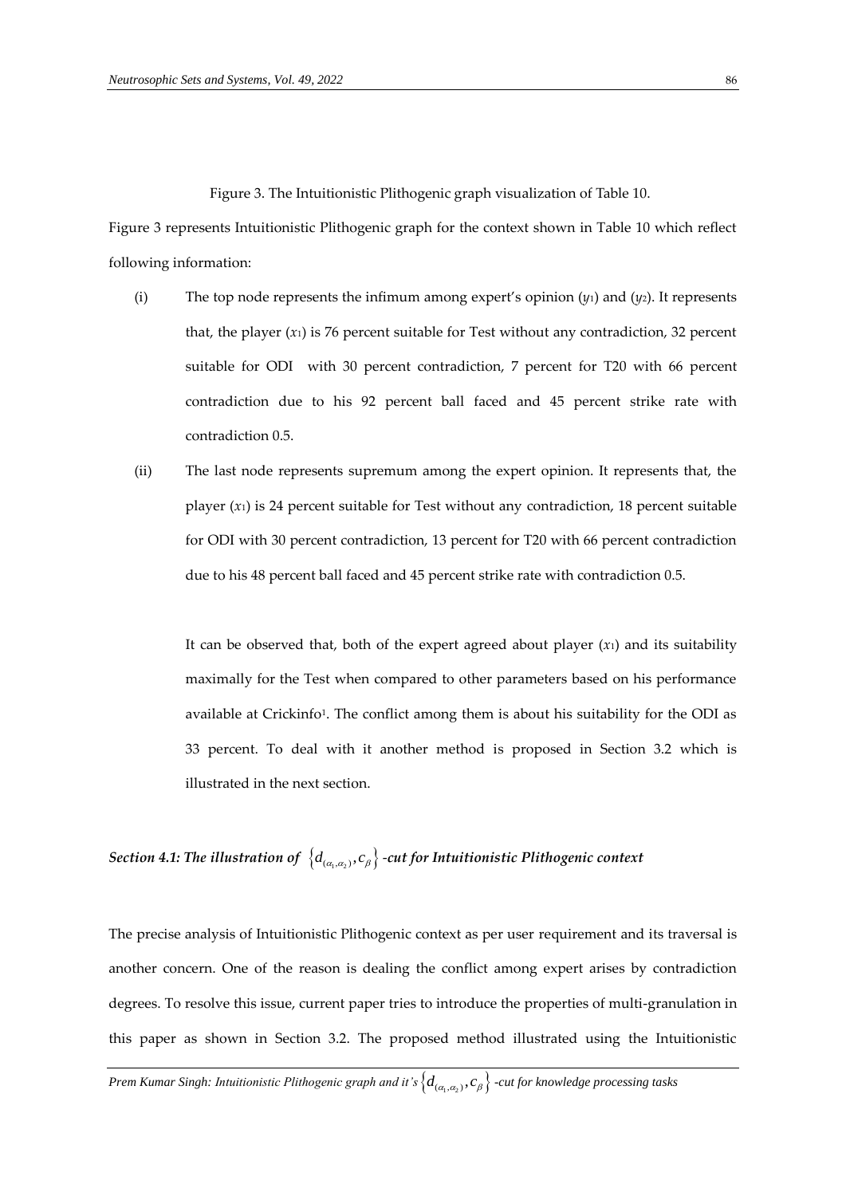Figure 3. The Intuitionistic Plithogenic graph visualization of Table 10.

Figure 3 represents Intuitionistic Plithogenic graph for the context shown in Table 10 which reflect following information:

(i) The top node represents the infimum among expert's opinion ($y_1$) and ($y_2$). It represents that, the player ($x_1$) is 76 percent suitable for Test without any contradiction, 32 percent suitable for ODI with 30 percent contradiction, 7 percent for T20 with 66 percent contradiction due to his 92 percent ball faced and 45 percent strike rate with contradiction 0.5.

(ii) The last node represents supremum among the expert opinion. It represents that, the player ($x_1$) is 24 percent suitable for Test without any contradiction, 18 percent suitable for ODI with 30 percent contradiction, 13 percent for T20 with 66 percent contradiction due to his 48 percent ball faced and 45 percent strike rate with contradiction 0.5.

It can be observed that, both of the expert agreed about player ($x_1$) and its suitability maximally for the Test when compared to other parameters based on his performance available at Crickinfo[1]. The conflict among them is about his suitability for the ODI as 33 percent. To deal with it another method is proposed in Section 3.2 which is illustrated in the next section.

### *Section 4.1: The illustration of* $\left\{d_{(\alpha_1,\alpha_2)}, c_\beta\right\}$ *-cut for Intuitionistic Plithogenic context*

The precise analysis of Intuitionistic Plithogenic context as per user requirement and its traversal is another concern. One of the reason is dealing the conflict among expert arises by contradiction degrees. To resolve this issue, current paper tries to introduce the properties of multi-granulation in this paper as shown in Section 3.2. The proposed method illustrated using the Intuitionistic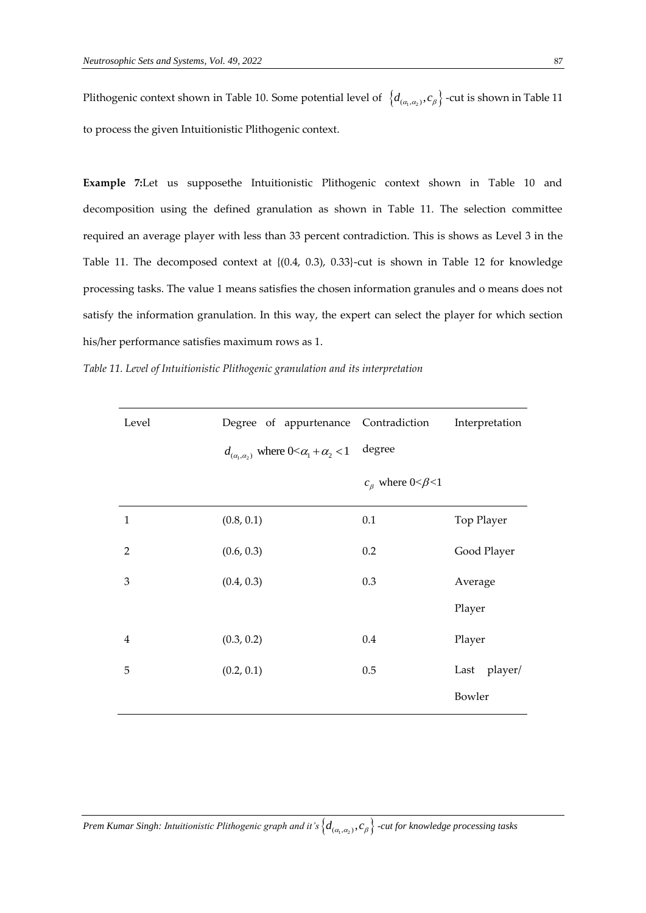Plithogenic context shown in Table 10. Some potential level of $\left\{d_{(\alpha_1,\alpha_2)}, c_\beta\right\}$-cut is shown in Table 11 to process the given Intuitionistic Plithogenic context.

**Example 7:**Let us supposethe Intuitionistic Plithogenic context shown in Table 10 and decomposition using the defined granulation as shown in Table 11. The selection committee required an average player with less than 33 percent contradiction. This is shows as Level 3 in the Table 11. The decomposed context at {(0.4, 0.3), 0.33}-cut is shown in Table 12 for knowledge processing tasks. The value 1 means satisfies the chosen information granules and o means does not satisfy the information granulation. In this way, the expert can select the player for which section his/her performance satisfies maximum rows as 1.

*Table 11. Level of Intuitionistic Plithogenic granulation and its interpretation*

| Level | Degree of appurtenance $d_{(\alpha_1,\alpha_2)}$ where $0<\alpha_1+\alpha_2<1$ | Contradiction degree $c_\beta$ where $0<\beta<1$ | Interpretation |
|---|---|---|---|
| 1 | (0.8, 0.1) | 0.1 | Top Player |
| 2 | (0.6, 0.3) | 0.2 | Good Player |
| 3 | (0.4, 0.3) | 0.3 | Average Player |
| 4 | (0.3, 0.2) | 0.4 | Player |
| 5 | (0.2, 0.1) | 0.5 | Last player/ Bowler |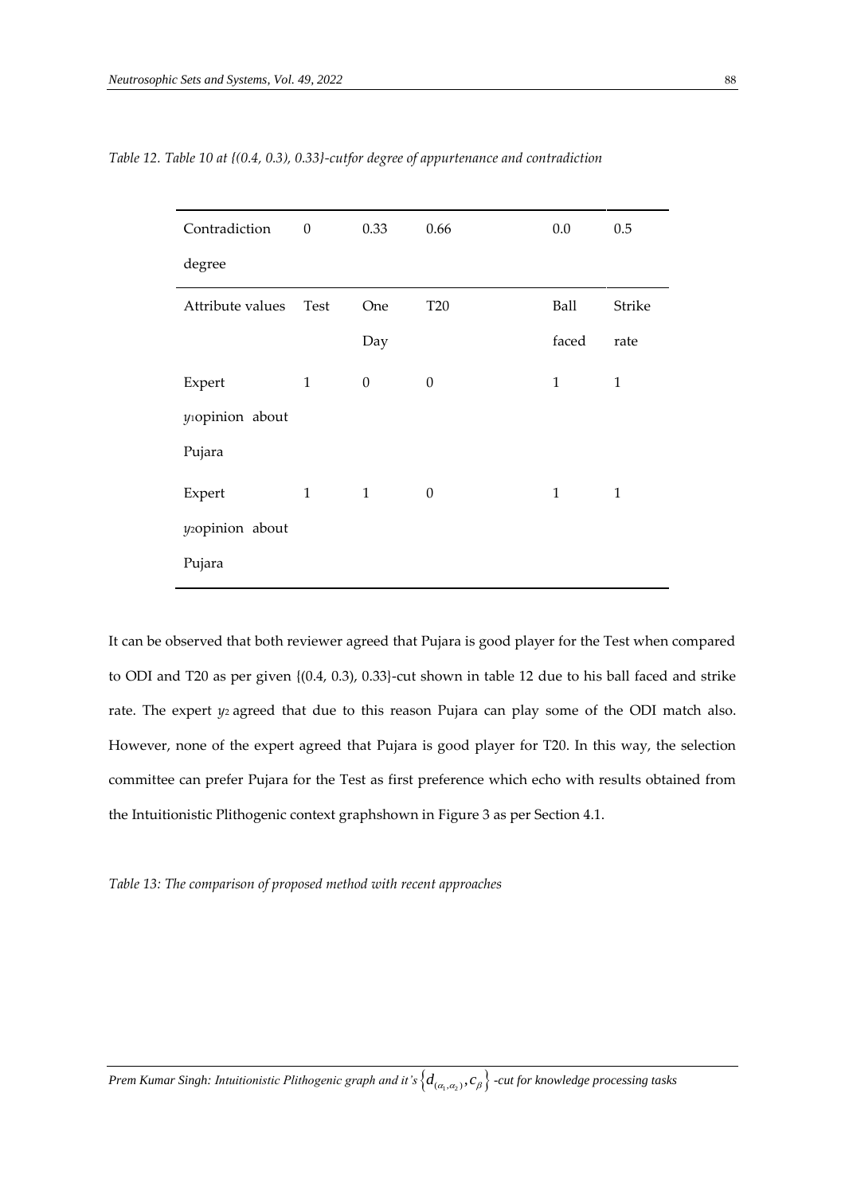*Table 12. Table 10 at {(0.4, 0.3), 0.33}-cutfor degree of appurtenance and contradiction*

| Contradiction degree | 0 | 0.33 | 0.66 | 0.0 | 0.5 |
|---|---|---|---|---|---|
| Attribute values | Test | One Day | T20 | Ball faced | Strike rate |
| Expert $y_1$opinion about Pujara | 1 | 0 | 0 | 1 | 1 |
| Expert $y_2$opinion about Pujara | 1 | 1 | 0 | 1 | 1 |

It can be observed that both reviewer agreed that Pujara is good player for the Test when compared to ODI and T20 as per given {(0.4, 0.3), 0.33}-cut shown in table 12 due to his ball faced and strike rate. The expert $y_2$ agreed that due to this reason Pujara can play some of the ODI match also. However, none of the expert agreed that Pujara is good player for T20. In this way, the selection committee can prefer Pujara for the Test as first preference which echo with results obtained from the Intuitionistic Plithogenic context graphshown in Figure 3 as per Section 4.1.

*Table 13: The comparison of proposed method with recent approaches*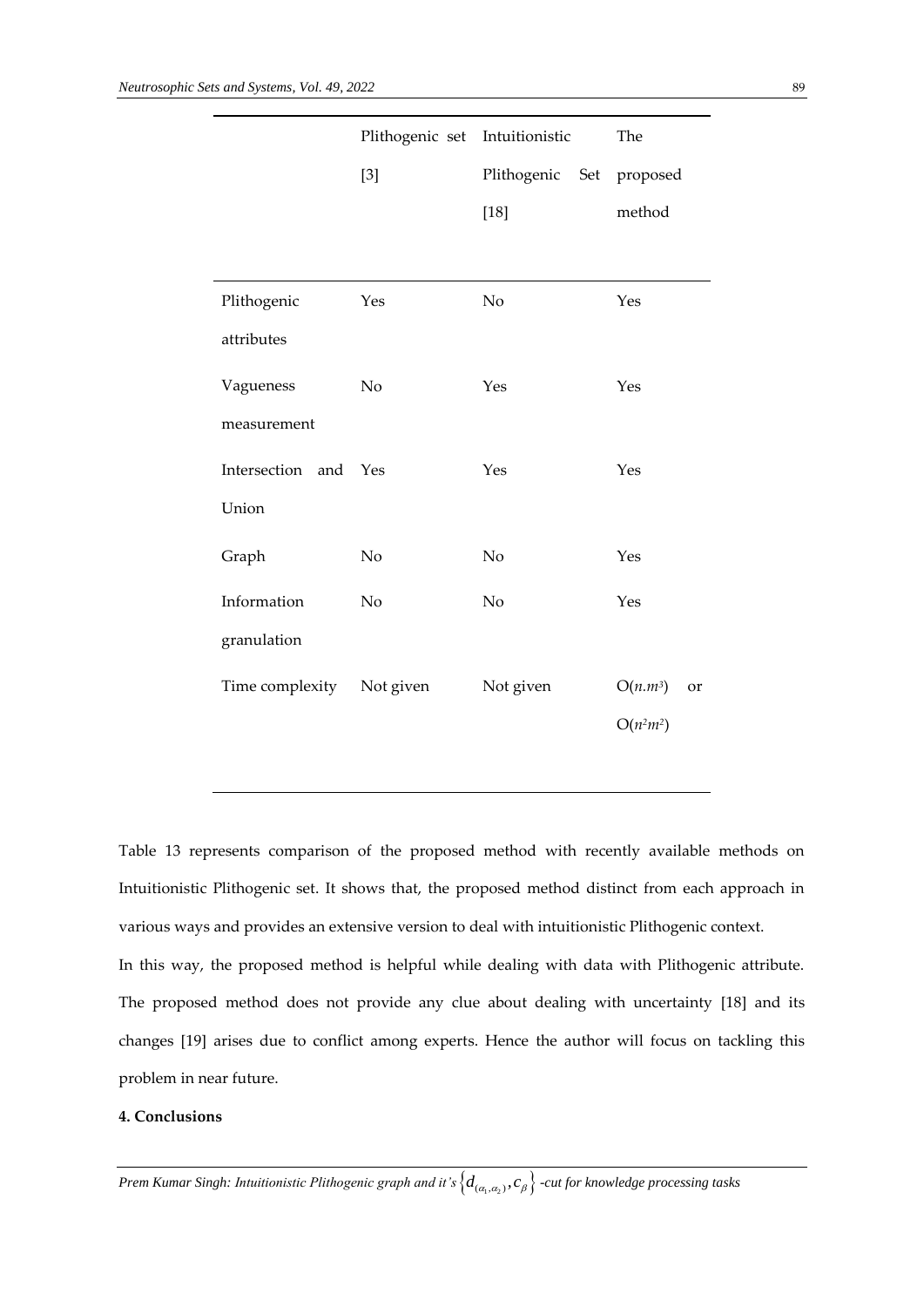| | Plithogenic set [3] | Intuitionistic Plithogenic Set [18] | The proposed method |
|---|---|---|---|
| Plithogenic attributes | Yes | No | Yes |
| Vagueness measurement | No | Yes | Yes |
| Intersection and Union | Yes | Yes | Yes |
| Graph | No | No | Yes |
| Information granulation | No | No | Yes |
| Time complexity | Not given | Not given | $O(n.m^3)$ or $O(n^2m^2)$ |

Table 13 represents comparison of the proposed method with recently available methods on Intuitionistic Plithogenic set. It shows that, the proposed method distinct from each approach in various ways and provides an extensive version to deal with intuitionistic Plithogenic context.

In this way, the proposed method is helpful while dealing with data with Plithogenic attribute. The proposed method does not provide any clue about dealing with uncertainty [18] and its changes [19] arises due to conflict among experts. Hence the author will focus on tackling this problem in near future.

**4. Conclusions**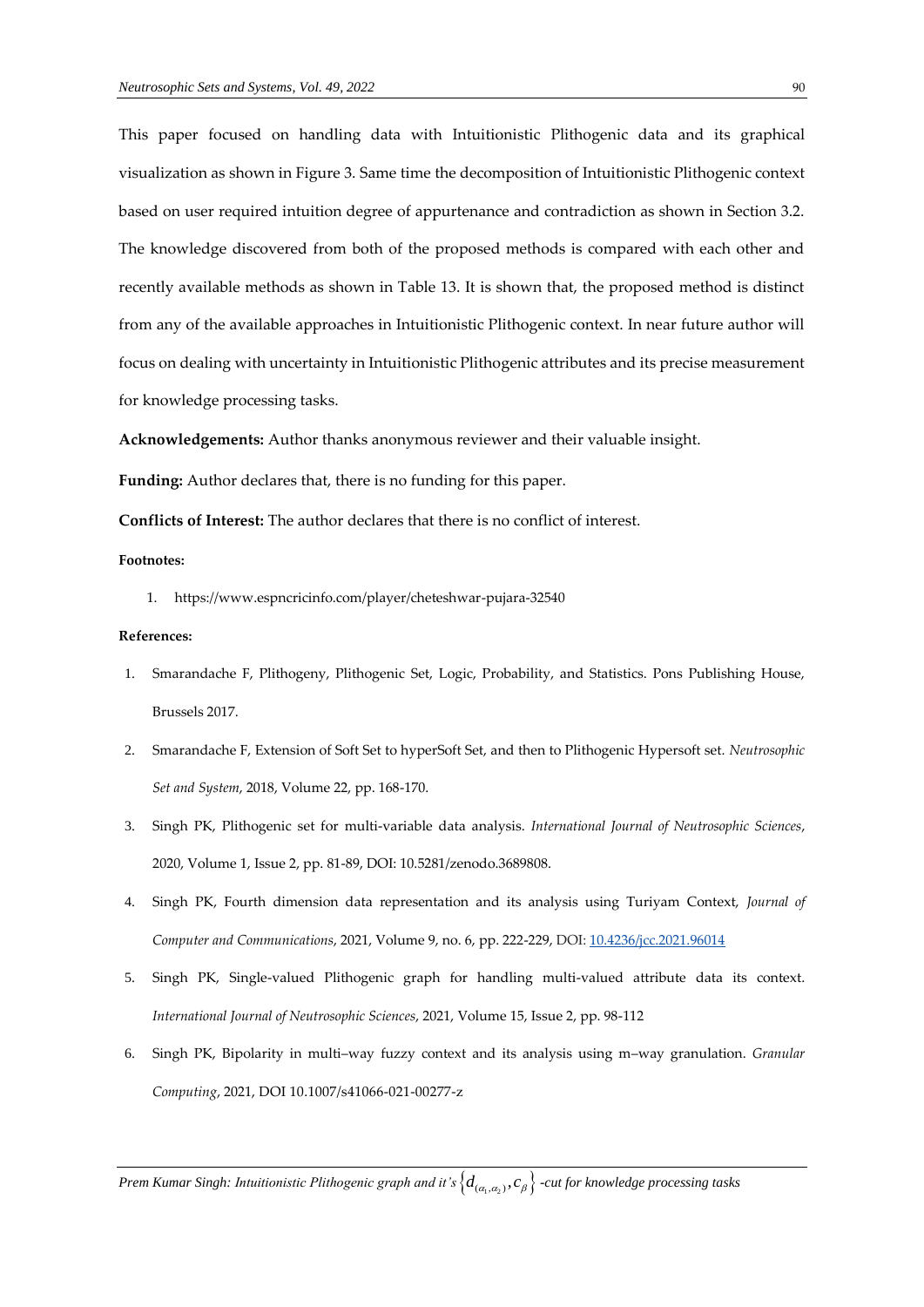This paper focused on handling data with Intuitionistic Plithogenic data and its graphical visualization as shown in Figure 3. Same time the decomposition of Intuitionistic Plithogenic context based on user required intuition degree of appurtenance and contradiction as shown in Section 3.2. The knowledge discovered from both of the proposed methods is compared with each other and recently available methods as shown in Table 13. It is shown that, the proposed method is distinct from any of the available approaches in Intuitionistic Plithogenic context. In near future author will focus on dealing with uncertainty in Intuitionistic Plithogenic attributes and its precise measurement for knowledge processing tasks.

**Acknowledgements:** Author thanks anonymous reviewer and their valuable insight.

**Funding:** Author declares that, there is no funding for this paper.

**Conflicts of Interest:** The author declares that there is no conflict of interest.

**Footnotes:**

1. https://www.espncricinfo.com/player/cheteshwar-pujara-32540

**References:**

1. Smarandache F, Plithogeny, Plithogenic Set, Logic, Probability, and Statistics. Pons Publishing House, Brussels 2017.
2. Smarandache F, Extension of Soft Set to hyperSoft Set, and then to Plithogenic Hypersoft set. *Neutrosophic Set and System*, 2018, Volume 22, pp. 168-170.
3. Singh PK, Plithogenic set for multi-variable data analysis. *International Journal of Neutrosophic Sciences*, 2020, Volume 1, Issue 2, pp. 81-89, DOI: 10.5281/zenodo.3689808.
4. Singh PK, Fourth dimension data representation and its analysis using Turiyam Context, *Journal of Computer and Communications*, 2021, Volume 9, no. 6, pp. 222-229, DOI: 10.4236/jcc.2021.96014
5. Singh PK, Single-valued Plithogenic graph for handling multi-valued attribute data its context. *International Journal of Neutrosophic Sciences*, 2021, Volume 15, Issue 2, pp. 98-112
6. Singh PK, Bipolarity in multi–way fuzzy context and its analysis using m–way granulation. *Granular Computing*, 2021, DOI 10.1007/s41066-021-00277-z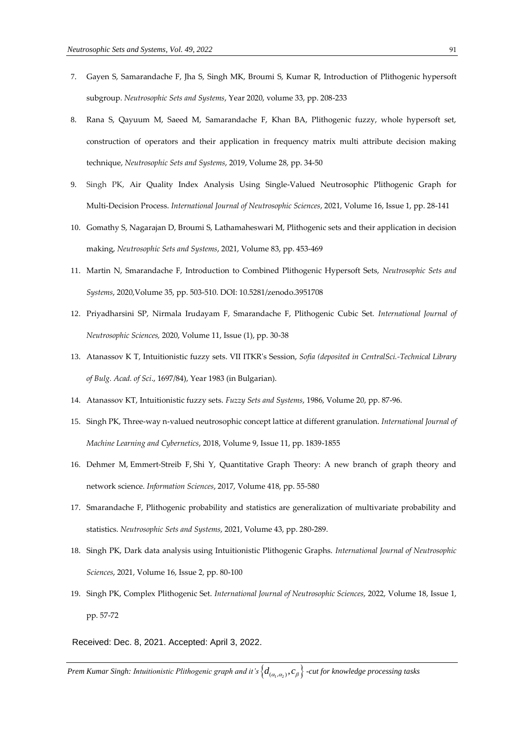7. Gayen S, Samarandache F, Jha S, Singh MK, Broumi S, Kumar R, Introduction of Plithogenic hypersoft subgroup. *Neutrosophic Sets and Systems*, Year 2020, volume 33, pp. 208-233
8. Rana S, Qayuum M, Saeed M, Samarandache F, Khan BA, Plithogenic fuzzy, whole hypersoft set, construction of operators and their application in frequency matrix multi attribute decision making technique, *Neutrosophic Sets and Systems*, 2019, Volume 28, pp. 34-50
9. Singh PK, Air Quality Index Analysis Using Single-Valued Neutrosophic Plithogenic Graph for Multi-Decision Process. *International Journal of Neutrosophic Sciences*, 2021, Volume 16, Issue 1, pp. 28-141
10. Gomathy S, Nagarajan D, Broumi S, Lathamaheswari M, Plithogenic sets and their application in decision making, *Neutrosophic Sets and Systems*, 2021, Volume 83, pp. 453-469
11. Martin N, Smarandache F, Introduction to Combined Plithogenic Hypersoft Sets, *Neutrosophic Sets and Systems*, 2020,Volume 35, pp. 503-510. DOI: 10.5281/zenodo.3951708
12. Priyadharsini SP, Nirmala Irudayam F, Smarandache F, Plithogenic Cubic Set. *International Journal of Neutrosophic Sciences,* 2020, Volume 11, Issue (1), pp. 30-38
13. Atanassov K T, Intuitionistic fuzzy sets. VII ITKR's Session, *Sofia (deposited in CentralSci.-Technical Library of Bulg. Acad. of Sci*., 1697/84), Year 1983 (in Bulgarian).
14. Atanassov KT, Intuitionistic fuzzy sets. *Fuzzy Sets and Systems*, 1986, Volume 20, pp. 87-96.
15. Singh PK, Three-way n-valued neutrosophic concept lattice at different granulation. *International Journal of Machine Learning and Cybernetics*, 2018, Volume 9, Issue 11, pp. 1839-1855
16. Dehmer M, Emmert-Streib F, Shi Y, Quantitative Graph Theory: A new branch of graph theory and network science. *Information Sciences*, 2017, Volume 418, pp. 55-580
17. Smarandache F, Plithogenic probability and statistics are generalization of multivariate probability and statistics. *Neutrosophic Sets and Systems*, 2021, Volume 43, pp. 280-289.
18. Singh PK, Dark data analysis using Intuitionistic Plithogenic Graphs. *International Journal of Neutrosophic Sciences*, 2021, Volume 16, Issue 2, pp. 80-100
19. Singh PK, Complex Plithogenic Set. *International Journal of Neutrosophic Sciences*, 2022, Volume 18, Issue 1, pp. 57-72

Received: Dec. 8, 2021. Accepted: April 3, 2022.